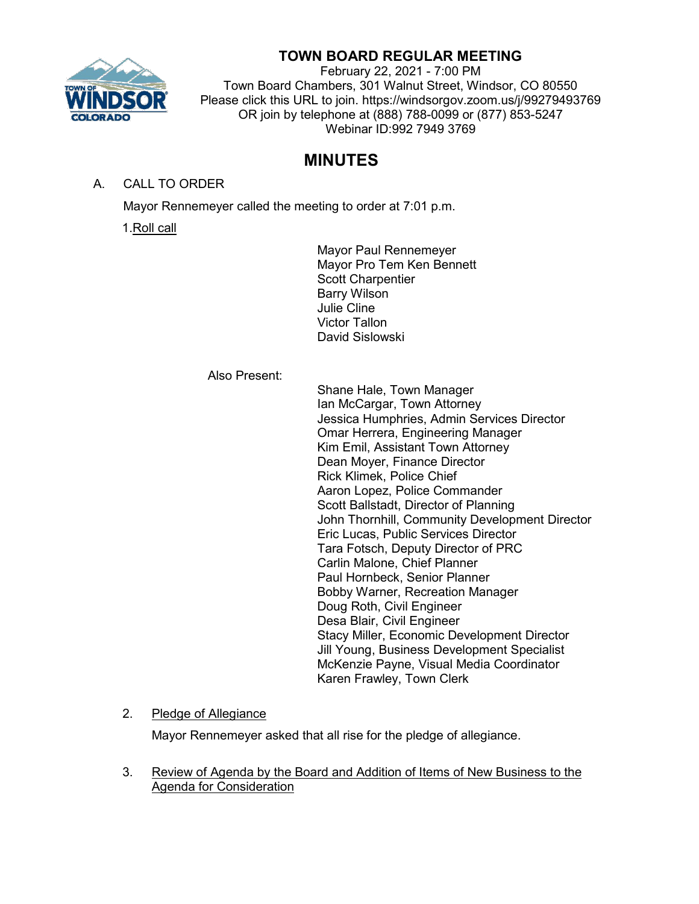# TOWN BOARD REGULAR MEETING

February 22, 2021 - 7:00 PM
Town Board Chambers, 301 Walnut Street, Windsor, CO 80550
Please click this URL to join. https://windsorgov.zoom.us/j/99279493769
OR join by telephone at (888) 788-0099 or (877) 853-5247
Webinar ID:992 7949 3769

## MINUTES

A. CALL TO ORDER

Mayor Rennemeyer called the meeting to order at 7:01 p.m.

1. Roll call

Mayor Paul Rennemeyer
Mayor Pro Tem Ken Bennett
Scott Charpentier
Barry Wilson
Julie Cline
Victor Tallon
David Sislowski

Also Present:

Shane Hale, Town Manager
Ian McCargar, Town Attorney
Jessica Humphries, Admin Services Director
Omar Herrera, Engineering Manager
Kim Emil, Assistant Town Attorney
Dean Moyer, Finance Director
Rick Klimek, Police Chief
Aaron Lopez, Police Commander
Scott Ballstadt, Director of Planning
John Thornhill, Community Development Director
Eric Lucas, Public Services Director
Tara Fotsch, Deputy Director of PRC
Carlin Malone, Chief Planner
Paul Hornbeck, Senior Planner
Bobby Warner, Recreation Manager
Doug Roth, Civil Engineer
Desa Blair, Civil Engineer
Stacy Miller, Economic Development Director
Jill Young, Business Development Specialist
McKenzie Payne, Visual Media Coordinator
Karen Frawley, Town Clerk

2. Pledge of Allegiance

Mayor Rennemeyer asked that all rise for the pledge of allegiance.

3. Review of Agenda by the Board and Addition of Items of New Business to the Agenda for Consideration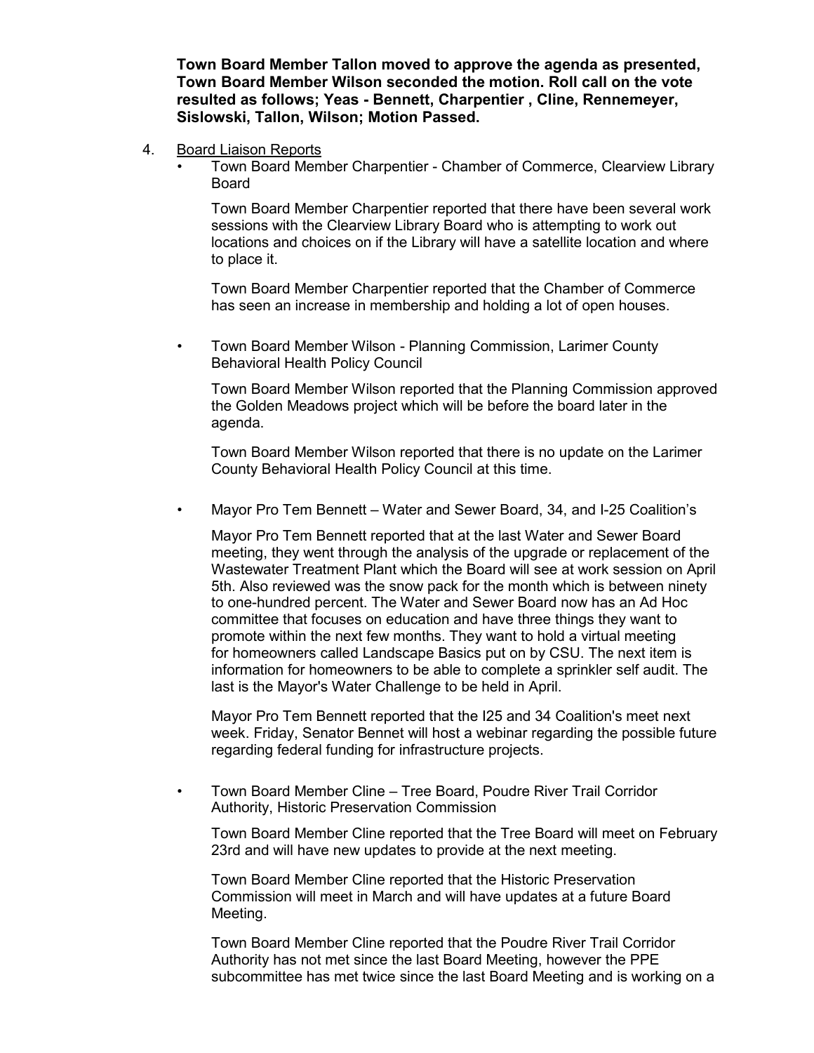**Town Board Member Tallon moved to approve the agenda as presented, Town Board Member Wilson seconded the motion. Roll call on the vote resulted as follows; Yeas - Bennett, Charpentier , Cline, Rennemeyer, Sislowski, Tallon, Wilson; Motion Passed.**

4. Board Liaison Reports

- Town Board Member Charpentier - Chamber of Commerce, Clearview Library Board

  Town Board Member Charpentier reported that there have been several work sessions with the Clearview Library Board who is attempting to work out locations and choices on if the Library will have a satellite location and where to place it.

  Town Board Member Charpentier reported that the Chamber of Commerce has seen an increase in membership and holding a lot of open houses.

- Town Board Member Wilson - Planning Commission, Larimer County Behavioral Health Policy Council

  Town Board Member Wilson reported that the Planning Commission approved the Golden Meadows project which will be before the board later in the agenda.

  Town Board Member Wilson reported that there is no update on the Larimer County Behavioral Health Policy Council at this time.

- Mayor Pro Tem Bennett – Water and Sewer Board, 34, and I-25 Coalition's

  Mayor Pro Tem Bennett reported that at the last Water and Sewer Board meeting, they went through the analysis of the upgrade or replacement of the Wastewater Treatment Plant which the Board will see at work session on April 5th. Also reviewed was the snow pack for the month which is between ninety to one-hundred percent. The Water and Sewer Board now has an Ad Hoc committee that focuses on education and have three things they want to promote within the next few months. They want to hold a virtual meeting for homeowners called Landscape Basics put on by CSU. The next item is information for homeowners to be able to complete a sprinkler self audit. The last is the Mayor's Water Challenge to be held in April.

  Mayor Pro Tem Bennett reported that the I25 and 34 Coalition's meet next week. Friday, Senator Bennet will host a webinar regarding the possible future regarding federal funding for infrastructure projects.

- Town Board Member Cline – Tree Board, Poudre River Trail Corridor Authority, Historic Preservation Commission

  Town Board Member Cline reported that the Tree Board will meet on February 23rd and will have new updates to provide at the next meeting.

  Town Board Member Cline reported that the Historic Preservation Commission will meet in March and will have updates at a future Board Meeting.

  Town Board Member Cline reported that the Poudre River Trail Corridor Authority has not met since the last Board Meeting, however the PPE subcommittee has met twice since the last Board Meeting and is working on a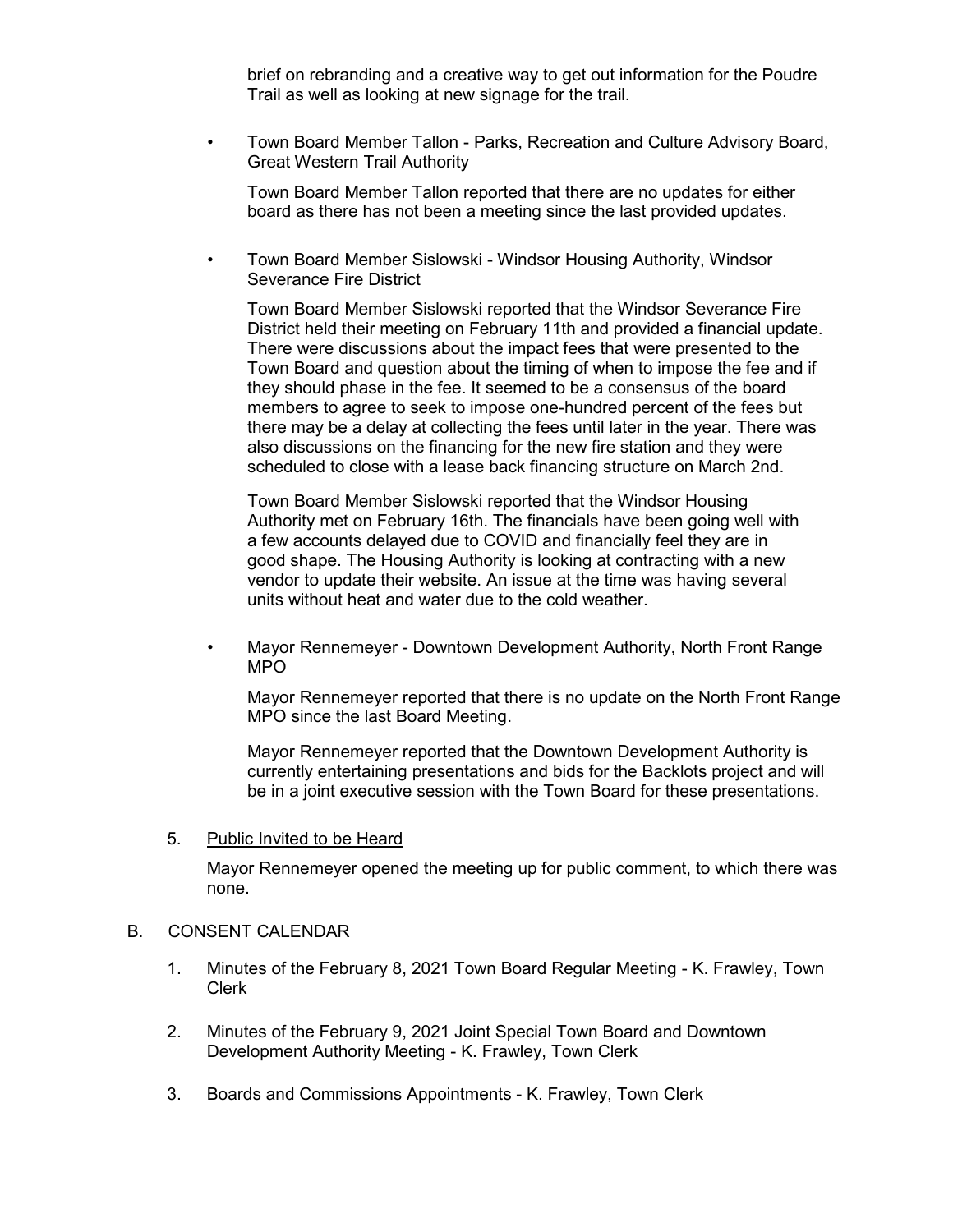brief on rebranding and a creative way to get out information for the Poudre Trail as well as looking at new signage for the trail.

- Town Board Member Tallon - Parks, Recreation and Culture Advisory Board, Great Western Trail Authority

  Town Board Member Tallon reported that there are no updates for either board as there has not been a meeting since the last provided updates.

- Town Board Member Sislowski - Windsor Housing Authority, Windsor Severance Fire District

  Town Board Member Sislowski reported that the Windsor Severance Fire District held their meeting on February 11th and provided a financial update. There were discussions about the impact fees that were presented to the Town Board and question about the timing of when to impose the fee and if they should phase in the fee. It seemed to be a consensus of the board members to agree to seek to impose one-hundred percent of the fees but there may be a delay at collecting the fees until later in the year. There was also discussions on the financing for the new fire station and they were scheduled to close with a lease back financing structure on March 2nd.

  Town Board Member Sislowski reported that the Windsor Housing Authority met on February 16th. The financials have been going well with a few accounts delayed due to COVID and financially feel they are in good shape. The Housing Authority is looking at contracting with a new vendor to update their website. An issue at the time was having several units without heat and water due to the cold weather.

- Mayor Rennemeyer - Downtown Development Authority, North Front Range MPO

  Mayor Rennemeyer reported that there is no update on the North Front Range MPO since the last Board Meeting.

  Mayor Rennemeyer reported that the Downtown Development Authority is currently entertaining presentations and bids for the Backlots project and will be in a joint executive session with the Town Board for these presentations.

5. Public Invited to be Heard

   Mayor Rennemeyer opened the meeting up for public comment, to which there was none.

B. CONSENT CALENDAR

1. Minutes of the February 8, 2021 Town Board Regular Meeting - K. Frawley, Town Clerk

2. Minutes of the February 9, 2021 Joint Special Town Board and Downtown Development Authority Meeting - K. Frawley, Town Clerk

3. Boards and Commissions Appointments - K. Frawley, Town Clerk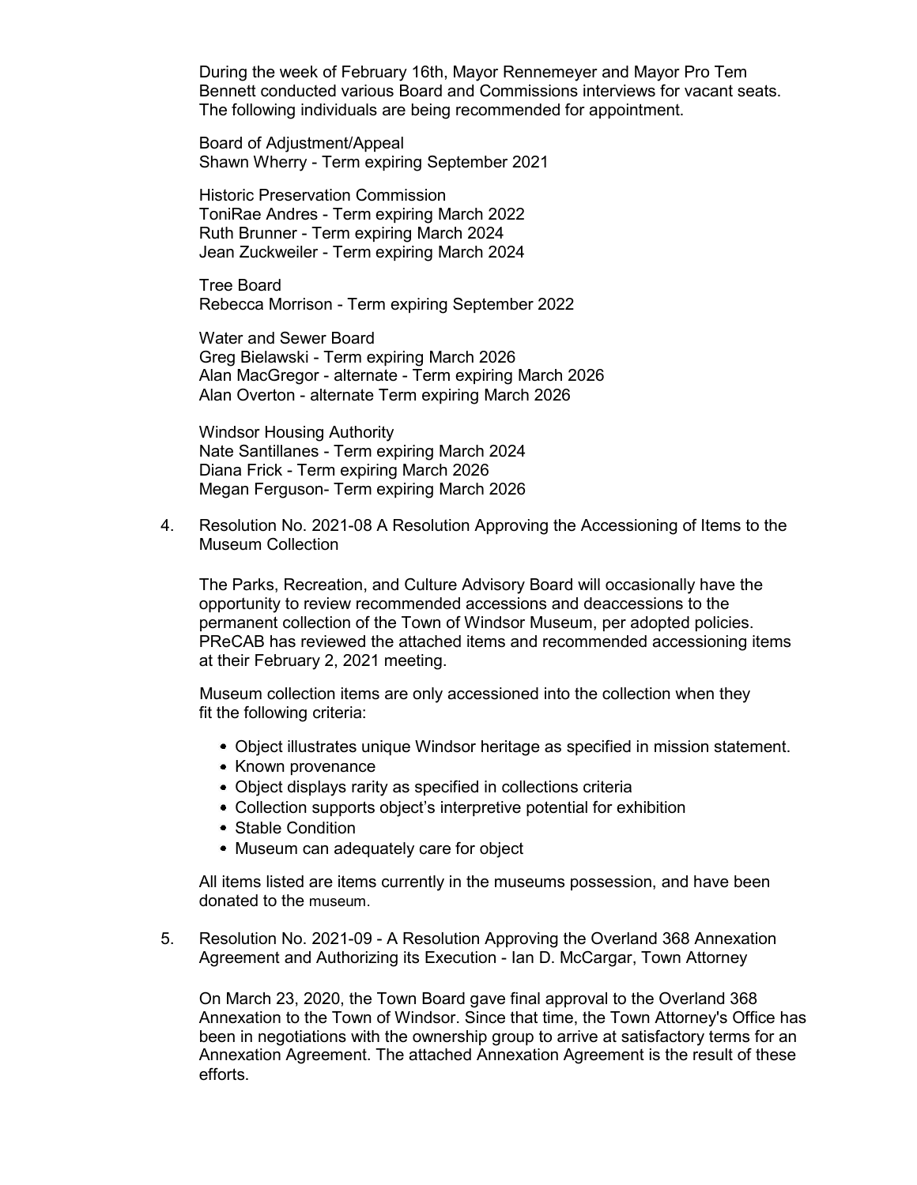During the week of February 16th, Mayor Rennemeyer and Mayor Pro Tem Bennett conducted various Board and Commissions interviews for vacant seats. The following individuals are being recommended for appointment.

Board of Adjustment/Appeal
Shawn Wherry - Term expiring September 2021

Historic Preservation Commission
ToniRae Andres - Term expiring March 2022
Ruth Brunner - Term expiring March 2024
Jean Zuckweiler - Term expiring March 2024

Tree Board
Rebecca Morrison - Term expiring September 2022

Water and Sewer Board
Greg Bielawski - Term expiring March 2026
Alan MacGregor - alternate - Term expiring March 2026
Alan Overton - alternate Term expiring March 2026

Windsor Housing Authority
Nate Santillanes - Term expiring March 2024
Diana Frick - Term expiring March 2026
Megan Ferguson- Term expiring March 2026

4. Resolution No. 2021-08 A Resolution Approving the Accessioning of Items to the Museum Collection

   The Parks, Recreation, and Culture Advisory Board will occasionally have the opportunity to review recommended accessions and deaccessions to the permanent collection of the Town of Windsor Museum, per adopted policies. PReCAB has reviewed the attached items and recommended accessioning items at their February 2, 2021 meeting.

   Museum collection items are only accessioned into the collection when they fit the following criteria:

   - Object illustrates unique Windsor heritage as specified in mission statement.
   - Known provenance
   - Object displays rarity as specified in collections criteria
   - Collection supports object's interpretive potential for exhibition
   - Stable Condition
   - Museum can adequately care for object

   All items listed are items currently in the museums possession, and have been donated to the museum.

5. Resolution No. 2021-09 - A Resolution Approving the Overland 368 Annexation Agreement and Authorizing its Execution - Ian D. McCargar, Town Attorney

   On March 23, 2020, the Town Board gave final approval to the Overland 368 Annexation to the Town of Windsor. Since that time, the Town Attorney's Office has been in negotiations with the ownership group to arrive at satisfactory terms for an Annexation Agreement. The attached Annexation Agreement is the result of these efforts.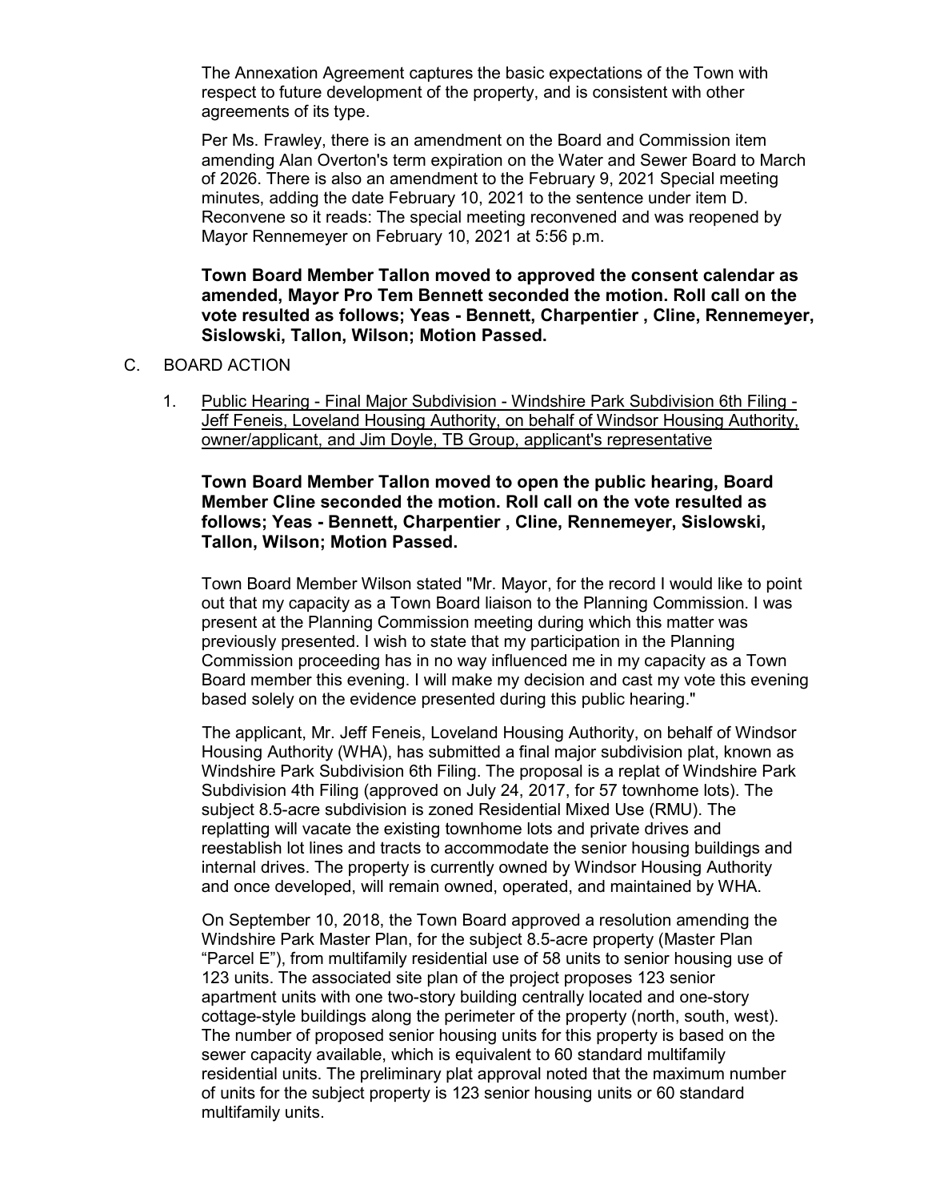The Annexation Agreement captures the basic expectations of the Town with respect to future development of the property, and is consistent with other agreements of its type.

Per Ms. Frawley, there is an amendment on the Board and Commission item amending Alan Overton's term expiration on the Water and Sewer Board to March of 2026. There is also an amendment to the February 9, 2021 Special meeting minutes, adding the date February 10, 2021 to the sentence under item D. Reconvene so it reads: The special meeting reconvened and was reopened by Mayor Rennemeyer on February 10, 2021 at 5:56 p.m.

**Town Board Member Tallon moved to approved the consent calendar as amended, Mayor Pro Tem Bennett seconded the motion. Roll call on the vote resulted as follows; Yeas - Bennett, Charpentier , Cline, Rennemeyer, Sislowski, Tallon, Wilson; Motion Passed.**

C. BOARD ACTION

1. Public Hearing - Final Major Subdivision - Windshire Park Subdivision 6th Filing - Jeff Feneis, Loveland Housing Authority, on behalf of Windsor Housing Authority, owner/applicant, and Jim Doyle, TB Group, applicant's representative

**Town Board Member Tallon moved to open the public hearing, Board Member Cline seconded the motion. Roll call on the vote resulted as follows; Yeas - Bennett, Charpentier , Cline, Rennemeyer, Sislowski, Tallon, Wilson; Motion Passed.**

Town Board Member Wilson stated "Mr. Mayor, for the record I would like to point out that my capacity as a Town Board liaison to the Planning Commission. I was present at the Planning Commission meeting during which this matter was previously presented. I wish to state that my participation in the Planning Commission proceeding has in no way influenced me in my capacity as a Town Board member this evening. I will make my decision and cast my vote this evening based solely on the evidence presented during this public hearing."

The applicant, Mr. Jeff Feneis, Loveland Housing Authority, on behalf of Windsor Housing Authority (WHA), has submitted a final major subdivision plat, known as Windshire Park Subdivision 6th Filing. The proposal is a replat of Windshire Park Subdivision 4th Filing (approved on July 24, 2017, for 57 townhome lots). The subject 8.5-acre subdivision is zoned Residential Mixed Use (RMU). The replatting will vacate the existing townhome lots and private drives and reestablish lot lines and tracts to accommodate the senior housing buildings and internal drives. The property is currently owned by Windsor Housing Authority and once developed, will remain owned, operated, and maintained by WHA.

On September 10, 2018, the Town Board approved a resolution amending the Windshire Park Master Plan, for the subject 8.5-acre property (Master Plan "Parcel E"), from multifamily residential use of 58 units to senior housing use of 123 units. The associated site plan of the project proposes 123 senior apartment units with one two-story building centrally located and one-story cottage-style buildings along the perimeter of the property (north, south, west). The number of proposed senior housing units for this property is based on the sewer capacity available, which is equivalent to 60 standard multifamily residential units. The preliminary plat approval noted that the maximum number of units for the subject property is 123 senior housing units or 60 standard multifamily units.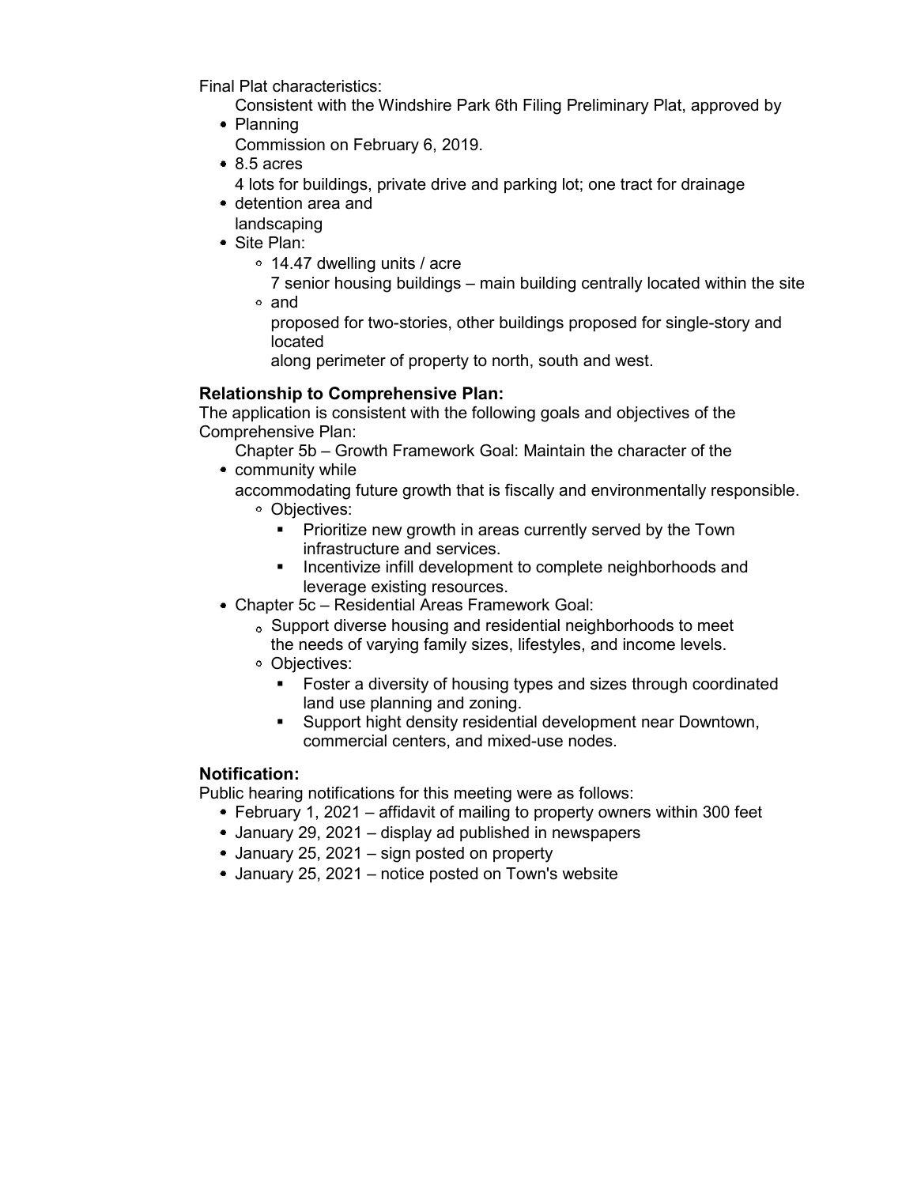Final Plat characteristics:

- Consistent with the Windshire Park 6th Filing Preliminary Plat, approved by Planning Commission on February 6, 2019.
- 8.5 acres
- 4 lots for buildings, private drive and parking lot; one tract for drainage detention area and landscaping
- Site Plan:
  - 14.47 dwelling units / acre
  - 7 senior housing buildings – main building centrally located within the site and proposed for two-stories, other buildings proposed for single-story and located along perimeter of property to north, south and west.

**Relationship to Comprehensive Plan:**

The application is consistent with the following goals and objectives of the Comprehensive Plan:

- Chapter 5b – Growth Framework Goal: Maintain the character of the community while accommodating future growth that is fiscally and environmentally responsible.
  - Objectives:
    - Prioritize new growth in areas currently served by the Town infrastructure and services.
    - Incentivize infill development to complete neighborhoods and leverage existing resources.
- Chapter 5c – Residential Areas Framework Goal:
  - Support diverse housing and residential neighborhoods to meet the needs of varying family sizes, lifestyles, and income levels.
  - Objectives:
    - Foster a diversity of housing types and sizes through coordinated land use planning and zoning.
    - Support hight density residential development near Downtown, commercial centers, and mixed-use nodes.

**Notification:**

Public hearing notifications for this meeting were as follows:

- February 1, 2021 – affidavit of mailing to property owners within 300 feet
- January 29, 2021 – display ad published in newspapers
- January 25, 2021 – sign posted on property
- January 25, 2021 – notice posted on Town's website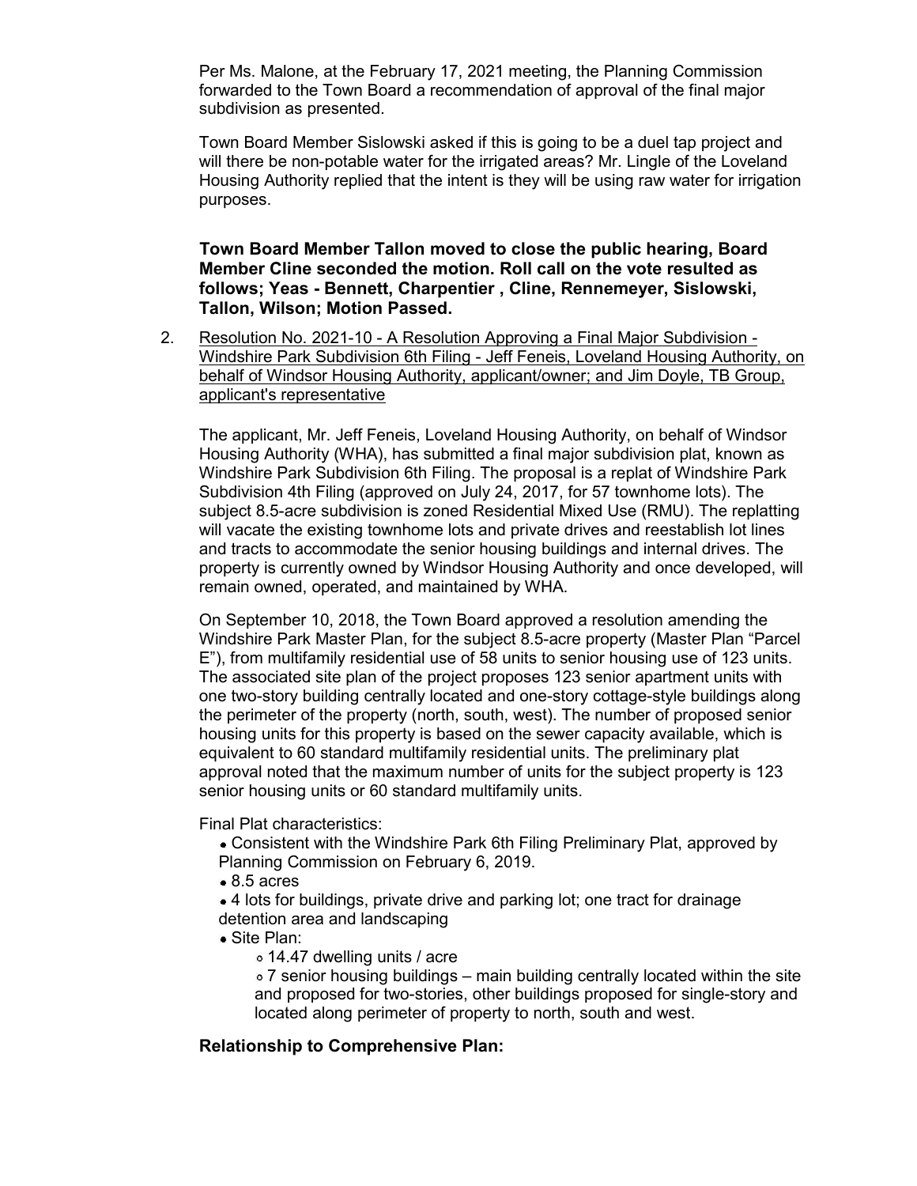Per Ms. Malone, at the February 17, 2021 meeting, the Planning Commission forwarded to the Town Board a recommendation of approval of the final major subdivision as presented.

Town Board Member Sislowski asked if this is going to be a duel tap project and will there be non-potable water for the irrigated areas? Mr. Lingle of the Loveland Housing Authority replied that the intent is they will be using raw water for irrigation purposes.

**Town Board Member Tallon moved to close the public hearing, Board Member Cline seconded the motion. Roll call on the vote resulted as follows; Yeas - Bennett, Charpentier , Cline, Rennemeyer, Sislowski, Tallon, Wilson; Motion Passed.**

2. Resolution No. 2021-10 - A Resolution Approving a Final Major Subdivision - Windshire Park Subdivision 6th Filing - Jeff Feneis, Loveland Housing Authority, on behalf of Windsor Housing Authority, applicant/owner; and Jim Doyle, TB Group, applicant's representative

   The applicant, Mr. Jeff Feneis, Loveland Housing Authority, on behalf of Windsor Housing Authority (WHA), has submitted a final major subdivision plat, known as Windshire Park Subdivision 6th Filing. The proposal is a replat of Windshire Park Subdivision 4th Filing (approved on July 24, 2017, for 57 townhome lots). The subject 8.5-acre subdivision is zoned Residential Mixed Use (RMU). The replatting will vacate the existing townhome lots and private drives and reestablish lot lines and tracts to accommodate the senior housing buildings and internal drives. The property is currently owned by Windsor Housing Authority and once developed, will remain owned, operated, and maintained by WHA.

   On September 10, 2018, the Town Board approved a resolution amending the Windshire Park Master Plan, for the subject 8.5-acre property (Master Plan "Parcel E"), from multifamily residential use of 58 units to senior housing use of 123 units. The associated site plan of the project proposes 123 senior apartment units with one two-story building centrally located and one-story cottage-style buildings along the perimeter of the property (north, south, west). The number of proposed senior housing units for this property is based on the sewer capacity available, which is equivalent to 60 standard multifamily residential units. The preliminary plat approval noted that the maximum number of units for the subject property is 123 senior housing units or 60 standard multifamily units.

   Final Plat characteristics:

   - Consistent with the Windshire Park 6th Filing Preliminary Plat, approved by Planning Commission on February 6, 2019.
   - 8.5 acres
   - 4 lots for buildings, private drive and parking lot; one tract for drainage detention area and landscaping
   - Site Plan:
     - 14.47 dwelling units / acre
     - 7 senior housing buildings – main building centrally located within the site and proposed for two-stories, other buildings proposed for single-story and located along perimeter of property to north, south and west.

   **Relationship to Comprehensive Plan:**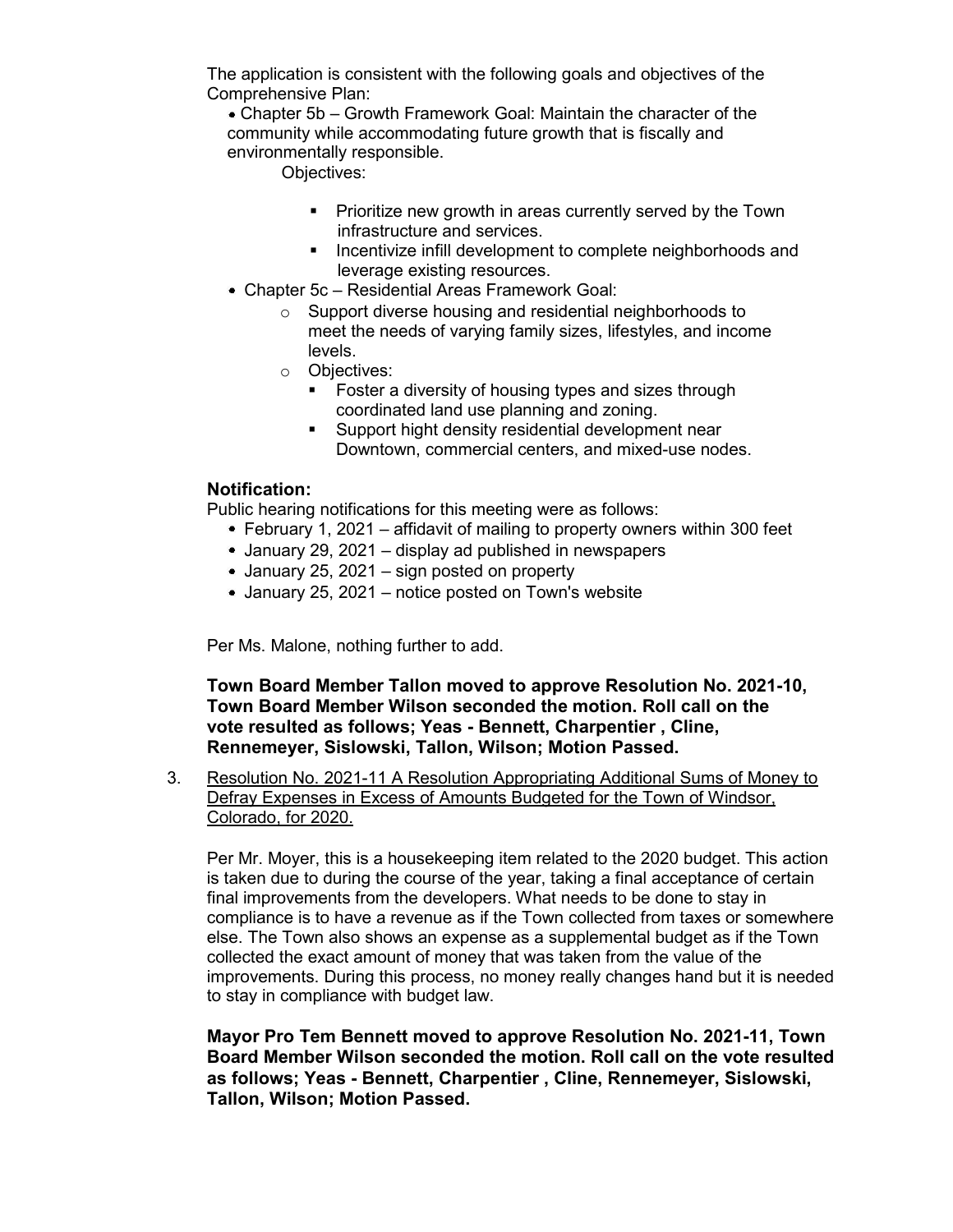The application is consistent with the following goals and objectives of the Comprehensive Plan:

- Chapter 5b – Growth Framework Goal: Maintain the character of the community while accommodating future growth that is fiscally and environmentally responsible.

  Objectives:

  - Prioritize new growth in areas currently served by the Town infrastructure and services.
  - Incentivize infill development to complete neighborhoods and leverage existing resources.

- Chapter 5c – Residential Areas Framework Goal:
  - Support diverse housing and residential neighborhoods to meet the needs of varying family sizes, lifestyles, and income levels.
  - Objectives:
    - Foster a diversity of housing types and sizes through coordinated land use planning and zoning.
    - Support hight density residential development near Downtown, commercial centers, and mixed-use nodes.

**Notification:**

Public hearing notifications for this meeting were as follows:

- February 1, 2021 – affidavit of mailing to property owners within 300 feet
- January 29, 2021 – display ad published in newspapers
- January 25, 2021 – sign posted on property
- January 25, 2021 – notice posted on Town's website

Per Ms. Malone, nothing further to add.

**Town Board Member Tallon moved to approve Resolution No. 2021-10, Town Board Member Wilson seconded the motion. Roll call on the vote resulted as follows; Yeas - Bennett, Charpentier , Cline, Rennemeyer, Sislowski, Tallon, Wilson; Motion Passed.**

3. Resolution No. 2021-11 A Resolution Appropriating Additional Sums of Money to Defray Expenses in Excess of Amounts Budgeted for the Town of Windsor, Colorado, for 2020.

   Per Mr. Moyer, this is a housekeeping item related to the 2020 budget. This action is taken due to during the course of the year, taking a final acceptance of certain final improvements from the developers. What needs to be done to stay in compliance is to have a revenue as if the Town collected from taxes or somewhere else. The Town also shows an expense as a supplemental budget as if the Town collected the exact amount of money that was taken from the value of the improvements. During this process, no money really changes hand but it is needed to stay in compliance with budget law.

   **Mayor Pro Tem Bennett moved to approve Resolution No. 2021-11, Town Board Member Wilson seconded the motion. Roll call on the vote resulted as follows; Yeas - Bennett, Charpentier , Cline, Rennemeyer, Sislowski, Tallon, Wilson; Motion Passed.**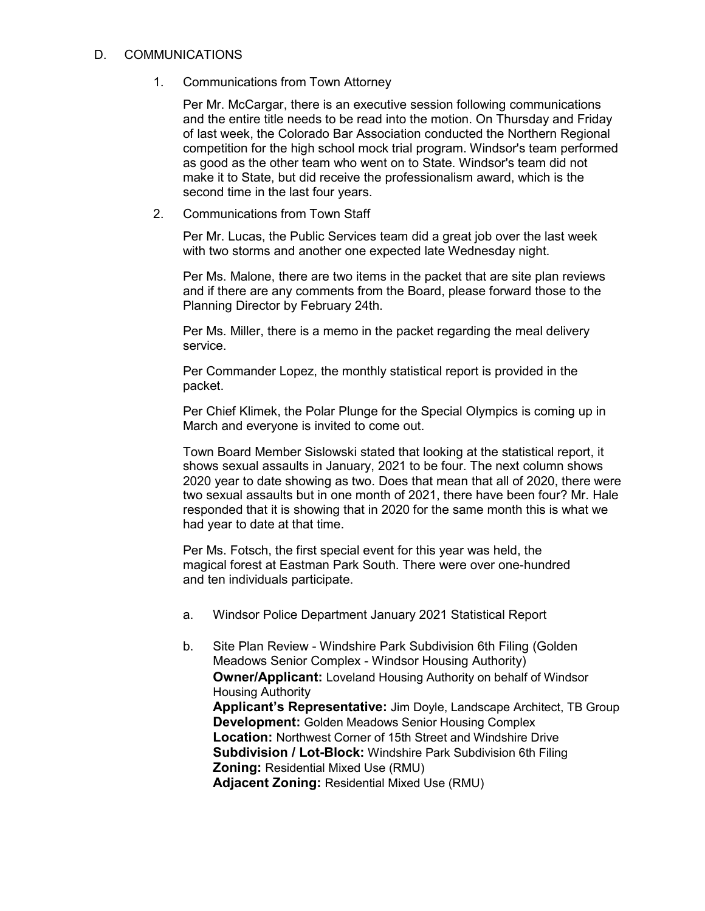## D. COMMUNICATIONS

1. Communications from Town Attorney

   Per Mr. McCargar, there is an executive session following communications and the entire title needs to be read into the motion. On Thursday and Friday of last week, the Colorado Bar Association conducted the Northern Regional competition for the high school mock trial program. Windsor's team performed as good as the other team who went on to State. Windsor's team did not make it to State, but did receive the professionalism award, which is the second time in the last four years.

2. Communications from Town Staff

   Per Mr. Lucas, the Public Services team did a great job over the last week with two storms and another one expected late Wednesday night.

   Per Ms. Malone, there are two items in the packet that are site plan reviews and if there are any comments from the Board, please forward those to the Planning Director by February 24th.

   Per Ms. Miller, there is a memo in the packet regarding the meal delivery service.

   Per Commander Lopez, the monthly statistical report is provided in the packet.

   Per Chief Klimek, the Polar Plunge for the Special Olympics is coming up in March and everyone is invited to come out.

   Town Board Member Sislowski stated that looking at the statistical report, it shows sexual assaults in January, 2021 to be four. The next column shows 2020 year to date showing as two. Does that mean that all of 2020, there were two sexual assaults but in one month of 2021, there have been four? Mr. Hale responded that it is showing that in 2020 for the same month this is what we had year to date at that time.

   Per Ms. Fotsch, the first special event for this year was held, the magical forest at Eastman Park South. There were over one-hundred and ten individuals participate.

   a. Windsor Police Department January 2021 Statistical Report

   b. Site Plan Review - Windshire Park Subdivision 6th Filing (Golden Meadows Senior Complex - Windsor Housing Authority)
      **Owner/Applicant:** Loveland Housing Authority on behalf of Windsor Housing Authority
      **Applicant's Representative:** Jim Doyle, Landscape Architect, TB Group
      **Development:** Golden Meadows Senior Housing Complex
      **Location:** Northwest Corner of 15th Street and Windshire Drive
      **Subdivision / Lot-Block:** Windshire Park Subdivision 6th Filing
      **Zoning:** Residential Mixed Use (RMU)
      **Adjacent Zoning:** Residential Mixed Use (RMU)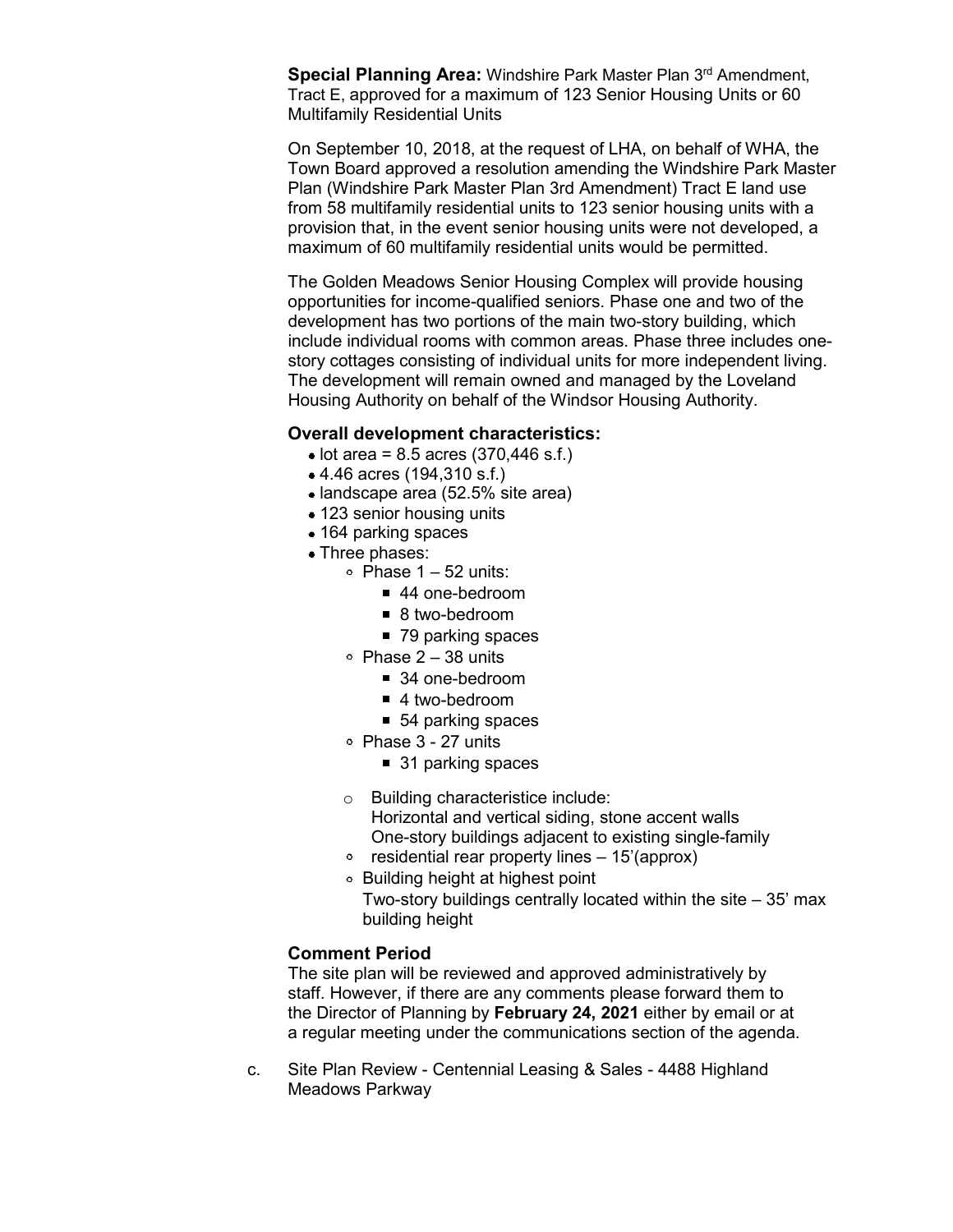**Special Planning Area:** Windshire Park Master Plan 3rd Amendment, Tract E, approved for a maximum of 123 Senior Housing Units or 60 Multifamily Residential Units

On September 10, 2018, at the request of LHA, on behalf of WHA, the Town Board approved a resolution amending the Windshire Park Master Plan (Windshire Park Master Plan 3rd Amendment) Tract E land use from 58 multifamily residential units to 123 senior housing units with a provision that, in the event senior housing units were not developed, a maximum of 60 multifamily residential units would be permitted.

The Golden Meadows Senior Housing Complex will provide housing opportunities for income-qualified seniors. Phase one and two of the development has two portions of the main two-story building, which include individual rooms with common areas. Phase three includes one-story cottages consisting of individual units for more independent living. The development will remain owned and managed by the Loveland Housing Authority on behalf of the Windsor Housing Authority.

**Overall development characteristics:**

- lot area = 8.5 acres (370,446 s.f.)
- 4.46 acres (194,310 s.f.)
- landscape area (52.5% site area)
- 123 senior housing units
- 164 parking spaces
- Three phases:
  - Phase 1 – 52 units:
    - 44 one-bedroom
    - 8 two-bedroom
    - 79 parking spaces
  - Phase 2 – 38 units
    - 34 one-bedroom
    - 4 two-bedroom
    - 54 parking spaces
  - Phase 3 - 27 units
    - 31 parking spaces
  - Building characteristice include:
    Horizontal and vertical siding, stone accent walls
    One-story buildings adjacent to existing single-family
  - residential rear property lines – 15'(approx)
  - Building height at highest point
    Two-story buildings centrally located within the site – 35' max building height

**Comment Period**

The site plan will be reviewed and approved administratively by staff. However, if there are any comments please forward them to the Director of Planning by **February 24, 2021** either by email or at a regular meeting under the communications section of the agenda.

c. Site Plan Review - Centennial Leasing & Sales - 4488 Highland Meadows Parkway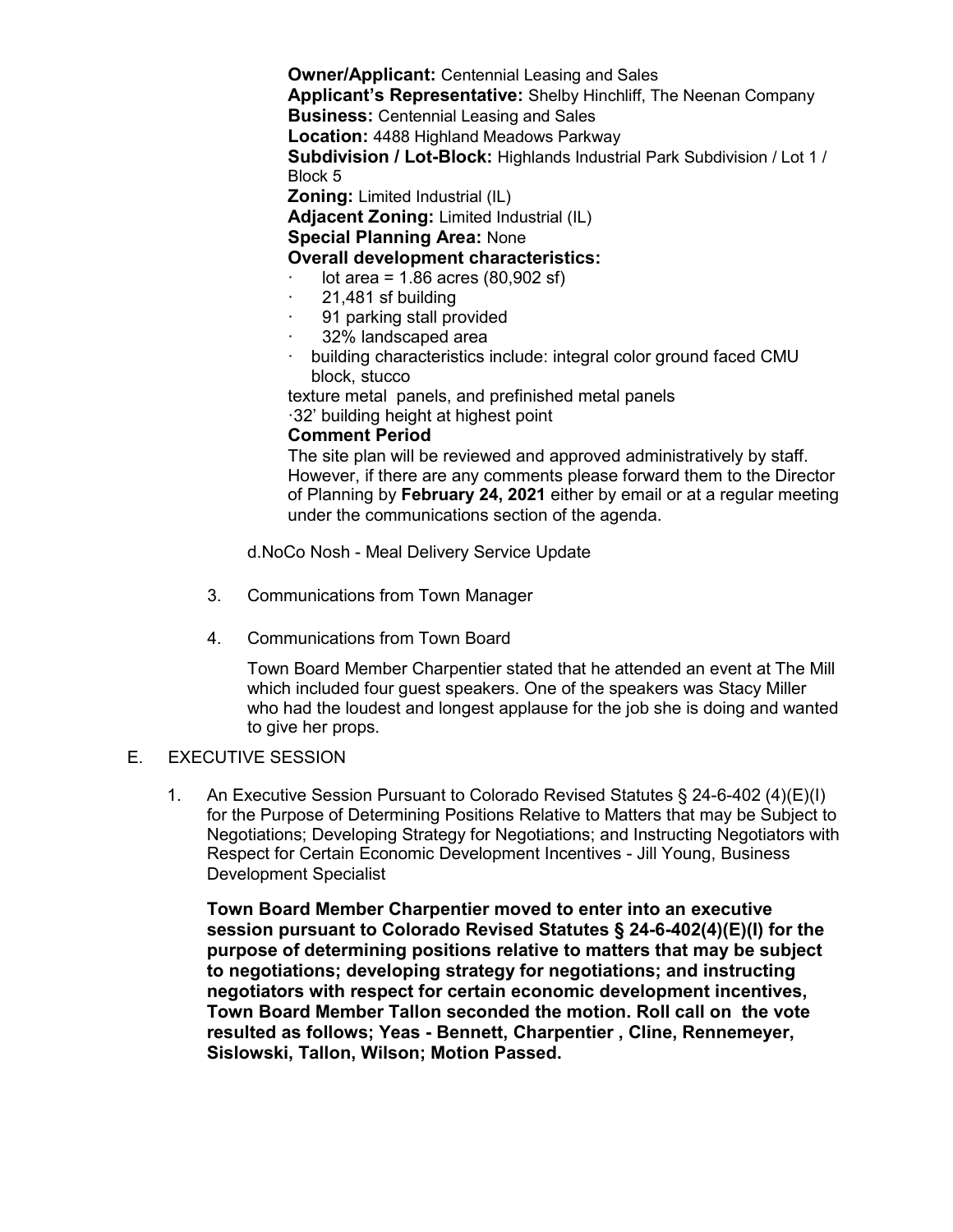**Owner/Applicant:** Centennial Leasing and Sales
**Applicant's Representative:** Shelby Hinchliff, The Neenan Company
**Business:** Centennial Leasing and Sales
**Location:** 4488 Highland Meadows Parkway
**Subdivision / Lot-Block:** Highlands Industrial Park Subdivision / Lot 1 / Block 5
**Zoning:** Limited Industrial (IL)
**Adjacent Zoning:** Limited Industrial (IL)
**Special Planning Area:** None
**Overall development characteristics:**

- lot area = 1.86 acres (80,902 sf)
- 21,481 sf building
- 91 parking stall provided
- 32% landscaped area
- building characteristics include: integral color ground faced CMU block, stucco

texture metal panels, and prefinished metal panels
·32' building height at highest point

**Comment Period**

The site plan will be reviewed and approved administratively by staff. However, if there are any comments please forward them to the Director of Planning by **February 24, 2021** either by email or at a regular meeting under the communications section of the agenda.

d.NoCo Nosh - Meal Delivery Service Update

3. Communications from Town Manager

4. Communications from Town Board

   Town Board Member Charpentier stated that he attended an event at The Mill which included four guest speakers. One of the speakers was Stacy Miller who had the loudest and longest applause for the job she is doing and wanted to give her props.

E. EXECUTIVE SESSION

1. An Executive Session Pursuant to Colorado Revised Statutes § 24-6-402 (4)(E)(I) for the Purpose of Determining Positions Relative to Matters that may be Subject to Negotiations; Developing Strategy for Negotiations; and Instructing Negotiators with Respect for Certain Economic Development Incentives - Jill Young, Business Development Specialist

   **Town Board Member Charpentier moved to enter into an executive session pursuant to Colorado Revised Statutes § 24-6-402(4)(E)(I) for the purpose of determining positions relative to matters that may be subject to negotiations; developing strategy for negotiations; and instructing negotiators with respect for certain economic development incentives, Town Board Member Tallon seconded the motion. Roll call on the vote resulted as follows; Yeas - Bennett, Charpentier , Cline, Rennemeyer, Sislowski, Tallon, Wilson; Motion Passed.**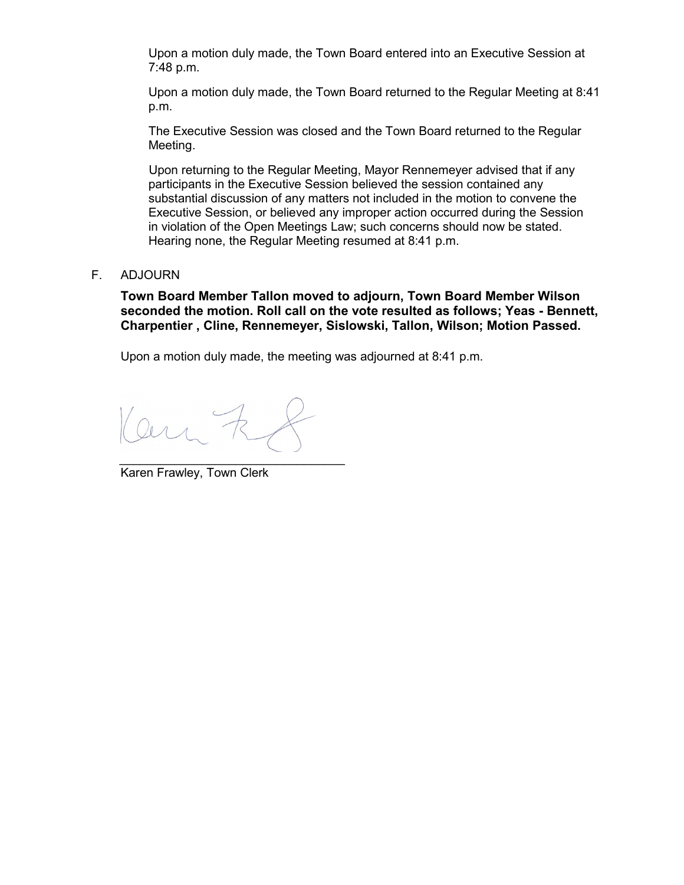Upon a motion duly made, the Town Board entered into an Executive Session at 7:48 p.m.

Upon a motion duly made, the Town Board returned to the Regular Meeting at 8:41 p.m.

The Executive Session was closed and the Town Board returned to the Regular Meeting.

Upon returning to the Regular Meeting, Mayor Rennemeyer advised that if any participants in the Executive Session believed the session contained any substantial discussion of any matters not included in the motion to convene the Executive Session, or believed any improper action occurred during the Session in violation of the Open Meetings Law; such concerns should now be stated. Hearing none, the Regular Meeting resumed at 8:41 p.m.

F. ADJOURN

**Town Board Member Tallon moved to adjourn, Town Board Member Wilson seconded the motion. Roll call on the vote resulted as follows; Yeas - Bennett, Charpentier , Cline, Rennemeyer, Sislowski, Tallon, Wilson; Motion Passed.**

Upon a motion duly made, the meeting was adjourned at 8:41 p.m.

\_\_\_\_\_\_\_\_\_\_\_\_\_\_\_\_\_\_\_\_\_\_\_\_\_\_\_\_\_\_\_\_

Karen Frawley, Town Clerk